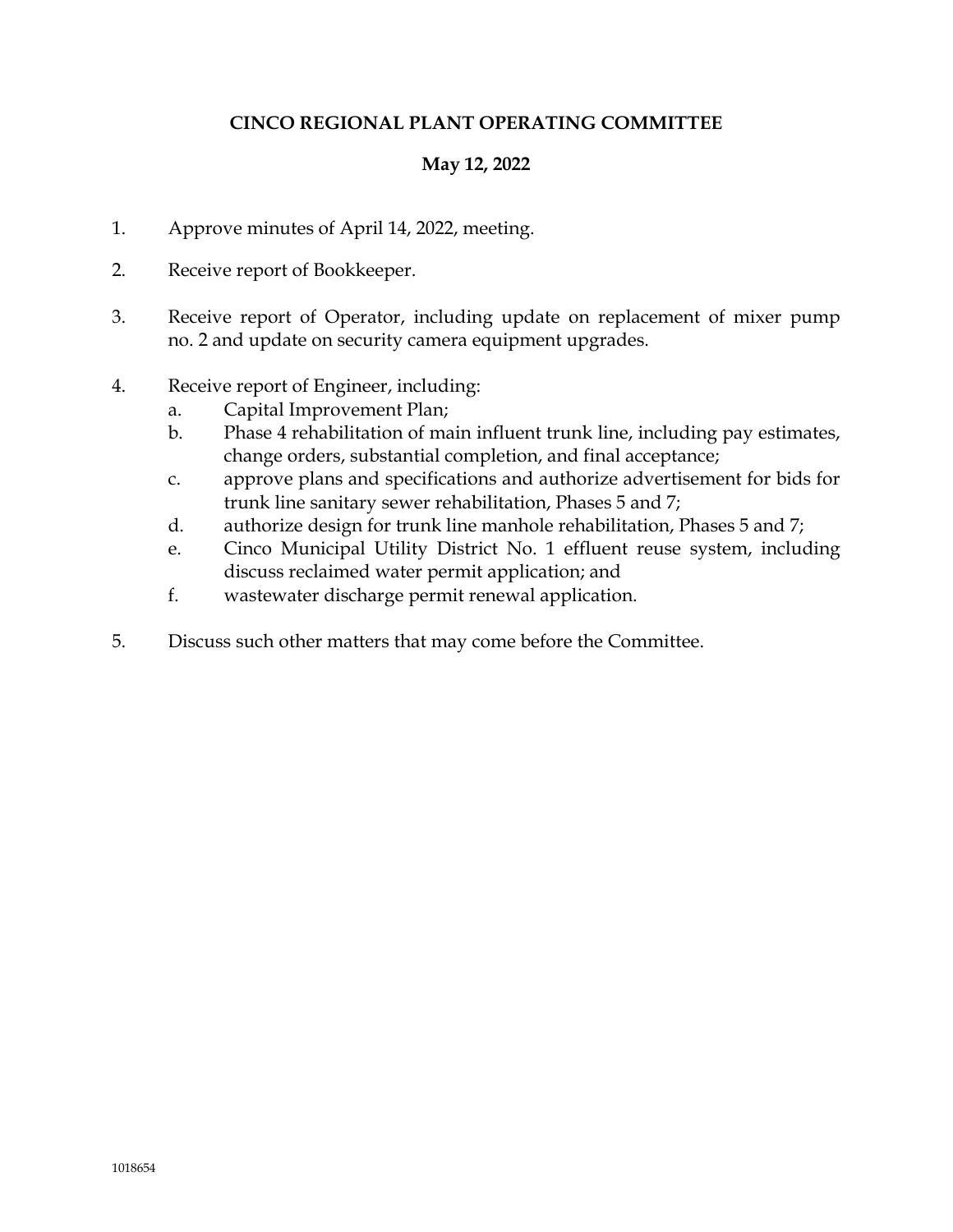**CINCO REGIONAL PLANT OPERATING COMMITTEE**

**May 12, 2022**

1. Approve minutes of April 14, 2022, meeting.

2. Receive report of Bookkeeper.

3. Receive report of Operator, including update on replacement of mixer pump no. 2 and update on security camera equipment upgrades.

4. Receive report of Engineer, including:
   a. Capital Improvement Plan;
   b. Phase 4 rehabilitation of main influent trunk line, including pay estimates, change orders, substantial completion, and final acceptance;
   c. approve plans and specifications and authorize advertisement for bids for trunk line sanitary sewer rehabilitation, Phases 5 and 7;
   d. authorize design for trunk line manhole rehabilitation, Phases 5 and 7;
   e. Cinco Municipal Utility District No. 1 effluent reuse system, including discuss reclaimed water permit application; and
   f. wastewater discharge permit renewal application.

5. Discuss such other matters that may come before the Committee.

1018654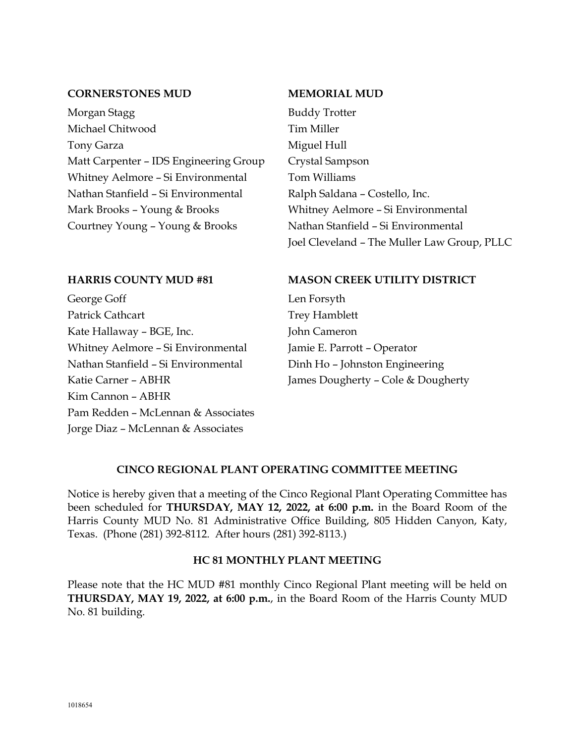**CORNERSTONES MUD**

Morgan Stagg
Michael Chitwood
Tony Garza
Matt Carpenter – IDS Engineering Group
Whitney Aelmore – Si Environmental
Nathan Stanfield – Si Environmental
Mark Brooks – Young & Brooks
Courtney Young – Young & Brooks

**MEMORIAL MUD**

Buddy Trotter
Tim Miller
Miguel Hull
Crystal Sampson
Tom Williams
Ralph Saldana – Costello, Inc.
Whitney Aelmore – Si Environmental
Nathan Stanfield – Si Environmental
Joel Cleveland – The Muller Law Group, PLLC

**HARRIS COUNTY MUD #81**

George Goff
Patrick Cathcart
Kate Hallaway – BGE, Inc.
Whitney Aelmore – Si Environmental
Nathan Stanfield – Si Environmental
Katie Carner – ABHR
Kim Cannon – ABHR
Pam Redden – McLennan & Associates
Jorge Diaz – McLennan & Associates

**MASON CREEK UTILITY DISTRICT**

Len Forsyth
Trey Hamblett
John Cameron
Jamie E. Parrott – Operator
Dinh Ho – Johnston Engineering
James Dougherty – Cole & Dougherty

## CINCO REGIONAL PLANT OPERATING COMMITTEE MEETING

Notice is hereby given that a meeting of the Cinco Regional Plant Operating Committee has been scheduled for **THURSDAY, MAY 12, 2022, at 6:00 p.m.** in the Board Room of the Harris County MUD No. 81 Administrative Office Building, 805 Hidden Canyon, Katy, Texas. (Phone (281) 392-8112. After hours (281) 392-8113.)

## HC 81 MONTHLY PLANT MEETING

Please note that the HC MUD #81 monthly Cinco Regional Plant meeting will be held on **THURSDAY, MAY 19, 2022, at 6:00 p.m.**, in the Board Room of the Harris County MUD No. 81 building.

1018654